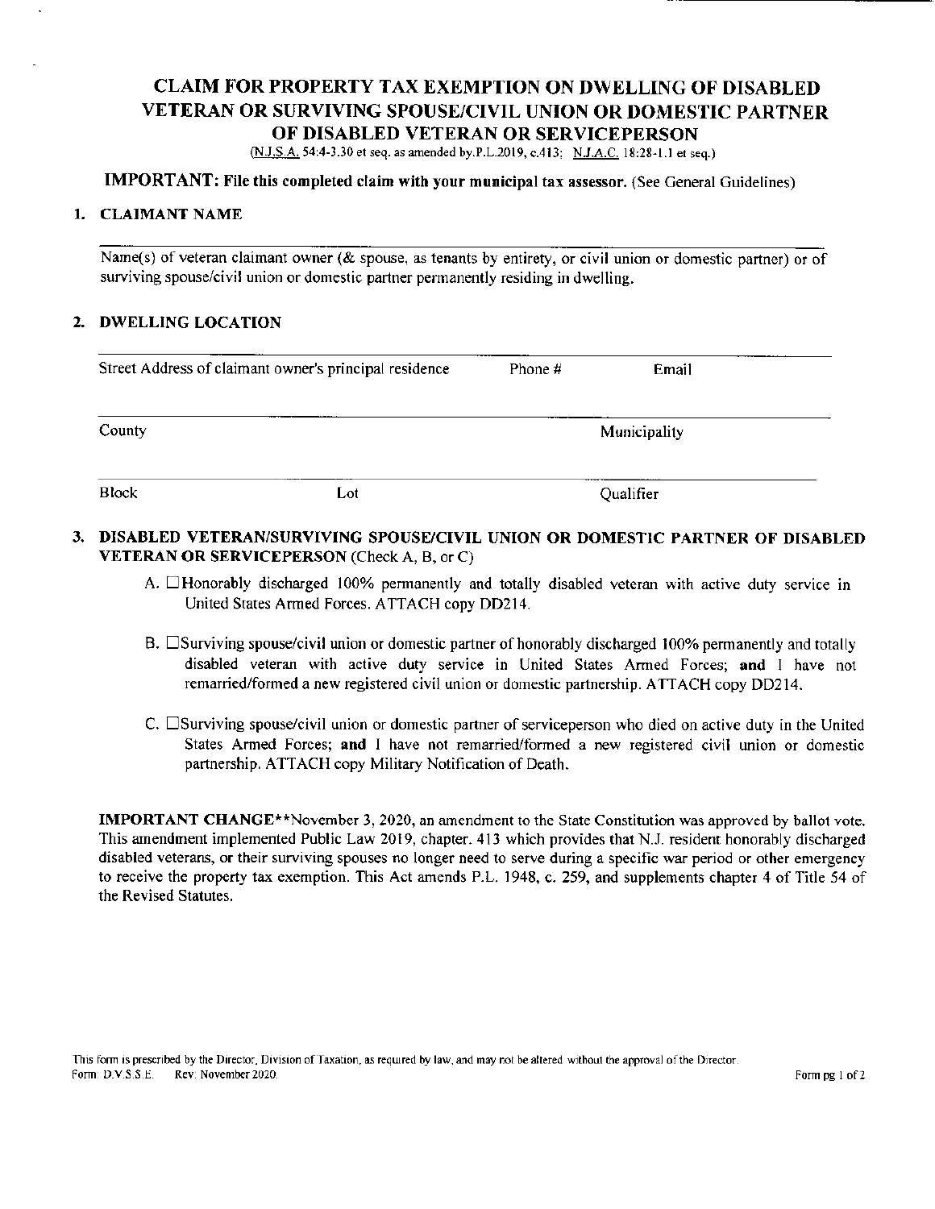# CLAIM FOR PROPERTY TAX EXEMPTION ON DWELLING OF DISABLED VETERAN OR SURVIVING SPOUSE/CIVIL UNION OR DOMESTIC PARTNER OF DISABLED VETERAN OR SERVICEPERSON

(N.J.S.A. 54:4-3.30 et seq. as amended by P.L.2019, c.413; N.J.A.C. 18:28-1.1 et seq.)

**IMPORTANT: File this completed claim with your municipal tax assessor.** (See General Guidelines)

## 1. CLAIMANT NAME

\_\_\_\_\_\_\_\_\_\_\_\_\_\_\_\_\_\_\_\_\_\_\_\_\_\_\_\_\_\_\_\_\_\_\_\_\_\_\_\_\_\_\_\_\_\_\_\_\_\_\_\_\_\_\_\_\_\_\_\_\_\_\_\_\_\_\_\_\_\_

Name(s) of veteran claimant owner (& spouse, as tenants by entirety, or civil union or domestic partner) or of surviving spouse/civil union or domestic partner permanently residing in dwelling.

## 2. DWELLING LOCATION

\_\_\_\_\_\_\_\_\_\_\_\_\_\_\_\_\_\_\_\_\_\_\_\_\_\_\_\_\_\_\_\_\_\_\_\_\_\_\_\_\_\_\_\_\_\_\_\_\_\_\_\_\_\_\_\_\_\_\_\_\_\_\_\_\_\_\_\_\_\_

Street Address of claimant owner's principal residence    Phone #    Email

\_\_\_\_\_\_\_\_\_\_\_\_\_\_\_\_\_\_\_\_\_\_\_\_\_\_\_\_\_\_\_\_\_\_\_\_\_\_\_\_\_\_\_\_\_\_\_\_\_\_\_\_\_\_\_\_\_\_\_\_\_\_\_\_\_\_\_\_\_\_

County    Municipality

\_\_\_\_\_\_\_\_\_\_\_\_\_\_\_\_\_\_\_\_\_\_\_\_\_\_\_\_\_\_\_\_\_\_\_\_\_\_\_\_\_\_\_\_\_\_\_\_\_\_\_\_\_\_\_\_\_\_\_\_\_\_\_\_\_\_\_\_\_\_

Block    Lot    Qualifier

## 3. DISABLED VETERAN/SURVIVING SPOUSE/CIVIL UNION OR DOMESTIC PARTNER OF DISABLED VETERAN OR SERVICEPERSON (Check A, B, or C)

A. ☐ Honorably discharged 100% permanently and totally disabled veteran with active duty service in United States Armed Forces. ATTACH copy DD214.

B. ☐ Surviving spouse/civil union or domestic partner of honorably discharged 100% permanently and totally disabled veteran with active duty service in United States Armed Forces; **and** I have not remarried/formed a new registered civil union or domestic partnership. ATTACH copy DD214.

C. ☐ Surviving spouse/civil union or domestic partner of serviceperson who died on active duty in the United States Armed Forces; **and** I have not remarried/formed a new registered civil union or domestic partnership. ATTACH copy Military Notification of Death.

**IMPORTANT CHANGE**\*\*November 3, 2020, an amendment to the State Constitution was approved by ballot vote. This amendment implemented Public Law 2019, chapter. 413 which provides that N.J. resident honorably discharged disabled veterans, or their surviving spouses no longer need to serve during a specific war period or other emergency to receive the property tax exemption. This Act amends P.L. 1948, c. 259, and supplements chapter 4 of Title 54 of the Revised Statutes.

This form is prescribed by the Director, Division of Taxation, as required by law, and may not be altered without the approval of the Director.
Form: D.V.S.S.E.    Rev. November 2020.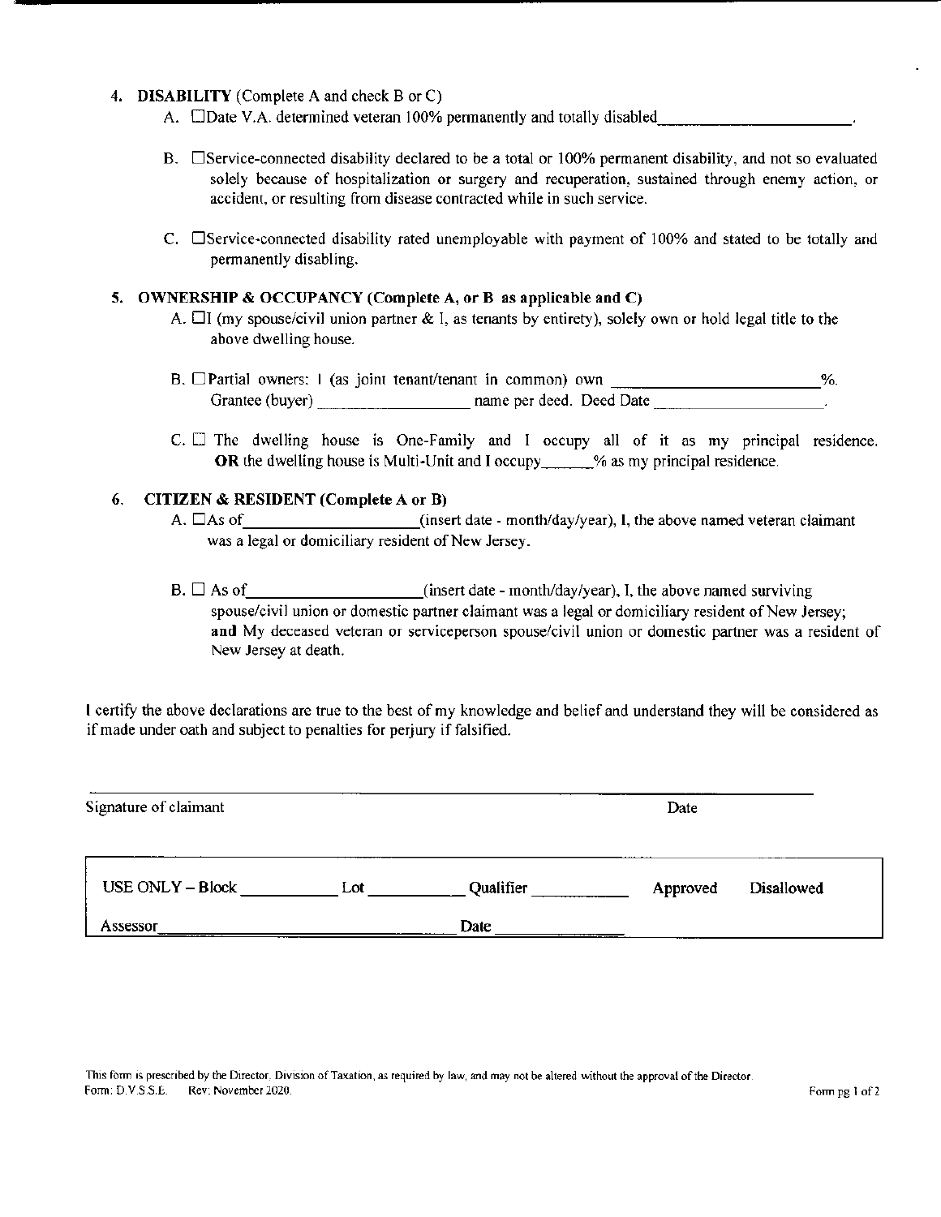4. **DISABILITY** (Complete A and check B or C)

   A. ☐Date V.A. determined veteran 100% permanently and totally disabled_______________________.

   B. ☐Service-connected disability declared to be a total or 100% permanent disability, and not so evaluated solely because of hospitalization or surgery and recuperation, sustained through enemy action, or accident, or resulting from disease contracted while in such service.

   C. ☐Service-connected disability rated unemployable with payment of 100% and stated to be totally and permanently disabling.

5. **OWNERSHIP & OCCUPANCY (Complete A, or B as applicable and C)**

   A. ☐I (my spouse/civil union partner & I, as tenants by entirety), solely own or hold legal title to the above dwelling house.

   B. ☐Partial owners: I (as joint tenant/tenant in common) own _________________________%. Grantee (buyer) ___________________ name per deed. Deed Date _____________________.

   C. ☐ The dwelling house is One-Family and I occupy all of it as my principal residence. **OR** the dwelling house is Multi-Unit and I occupy______% as my principal residence.

6. **CITIZEN & RESIDENT (Complete A or B)**

   A. ☐As of____________________(insert date - month/day/year), I, the above named veteran claimant was a legal or domiciliary resident of New Jersey.

   B. ☐ As of____________________(insert date - month/day/year), I, the above named surviving spouse/civil union or domestic partner claimant was a legal or domiciliary resident of New Jersey; **and** My deceased veteran or serviceperson spouse/civil union or domestic partner was a resident of New Jersey at death.

I certify the above declarations are true to the best of my knowledge and belief and understand they will be considered as if made under oath and subject to penalties for perjury if falsified.

_____________________________________________________________________

Signature of claimant　　　　　　　　　　　　　　　　　　　　Date

| USE ONLY – Block ___________ | Lot ___________ | Qualifier ___________ | Approved | Disallowed |
|---|---|---|---|---|
| Assessor _______________________________ | | Date _______________ | | |

This form is prescribed by the Director, Division of Taxation, as required by law, and may not be altered without the approval of the Director.
Form: D.V.S.S.E.　　Rev: November 2020.　　Form pg 1 of 2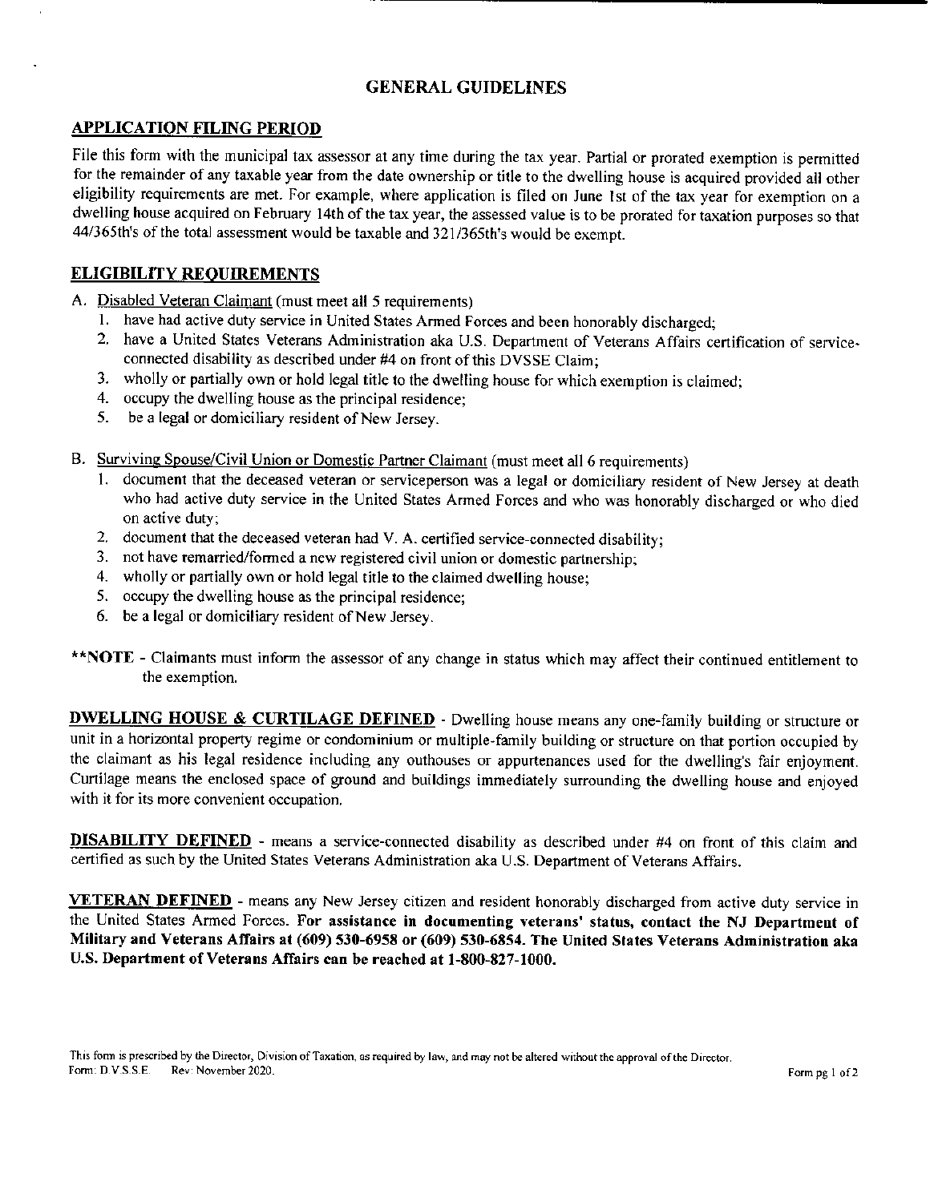# GENERAL GUIDELINES

## APPLICATION FILING PERIOD

File this form with the municipal tax assessor at any time during the tax year. Partial or prorated exemption is permitted for the remainder of any taxable year from the date ownership or title to the dwelling house is acquired provided all other eligibility requirements are met. For example, where application is filed on June 1st of the tax year for exemption on a dwelling house acquired on February 14th of the tax year, the assessed value is to be prorated for taxation purposes so that 44/365th's of the total assessment would be taxable and 321/365th's would be exempt.

## ELIGIBILITY REQUIREMENTS

A. Disabled Veteran Claimant (must meet all 5 requirements)
   1. have had active duty service in United States Armed Forces and been honorably discharged;
   2. have a United States Veterans Administration aka U.S. Department of Veterans Affairs certification of service-connected disability as described under #4 on front of this DVSSE Claim;
   3. wholly or partially own or hold legal title to the dwelling house for which exemption is claimed;
   4. occupy the dwelling house as the principal residence;
   5. be a legal or domiciliary resident of New Jersey.

B. Surviving Spouse/Civil Union or Domestic Partner Claimant (must meet all 6 requirements)
   1. document that the deceased veteran or serviceperson was a legal or domiciliary resident of New Jersey at death who had active duty service in the United States Armed Forces and who was honorably discharged or who died on active duty;
   2. document that the deceased veteran had V. A. certified service-connected disability;
   3. not have remarried/formed a new registered civil union or domestic partnership;
   4. wholly or partially own or hold legal title to the claimed dwelling house;
   5. occupy the dwelling house as the principal residence;
   6. be a legal or domiciliary resident of New Jersey.

**NOTE - Claimants must inform the assessor of any change in status which may affect their continued entitlement to the exemption.

**DWELLING HOUSE & CURTILAGE DEFINED** - Dwelling house means any one-family building or structure or unit in a horizontal property regime or condominium or multiple-family building or structure on that portion occupied by the claimant as his legal residence including any outhouses or appurtenances used for the dwelling's fair enjoyment. Curtilage means the enclosed space of ground and buildings immediately surrounding the dwelling house and enjoyed with it for its more convenient occupation.

**DISABILITY DEFINED** - means a service-connected disability as described under #4 on front of this claim and certified as such by the United States Veterans Administration aka U.S. Department of Veterans Affairs.

**VETERAN DEFINED** - means any New Jersey citizen and resident honorably discharged from active duty service in the United States Armed Forces. **For assistance in documenting veterans' status, contact the NJ Department of Military and Veterans Affairs at (609) 530-6958 or (609) 530-6854. The United States Veterans Administration aka U.S. Department of Veterans Affairs can be reached at 1-800-827-1000.**

This form is prescribed by the Director, Division of Taxation, as required by law, and may not be altered without the approval of the Director.
Form: D.V.S.S.E. Rev: November 2020.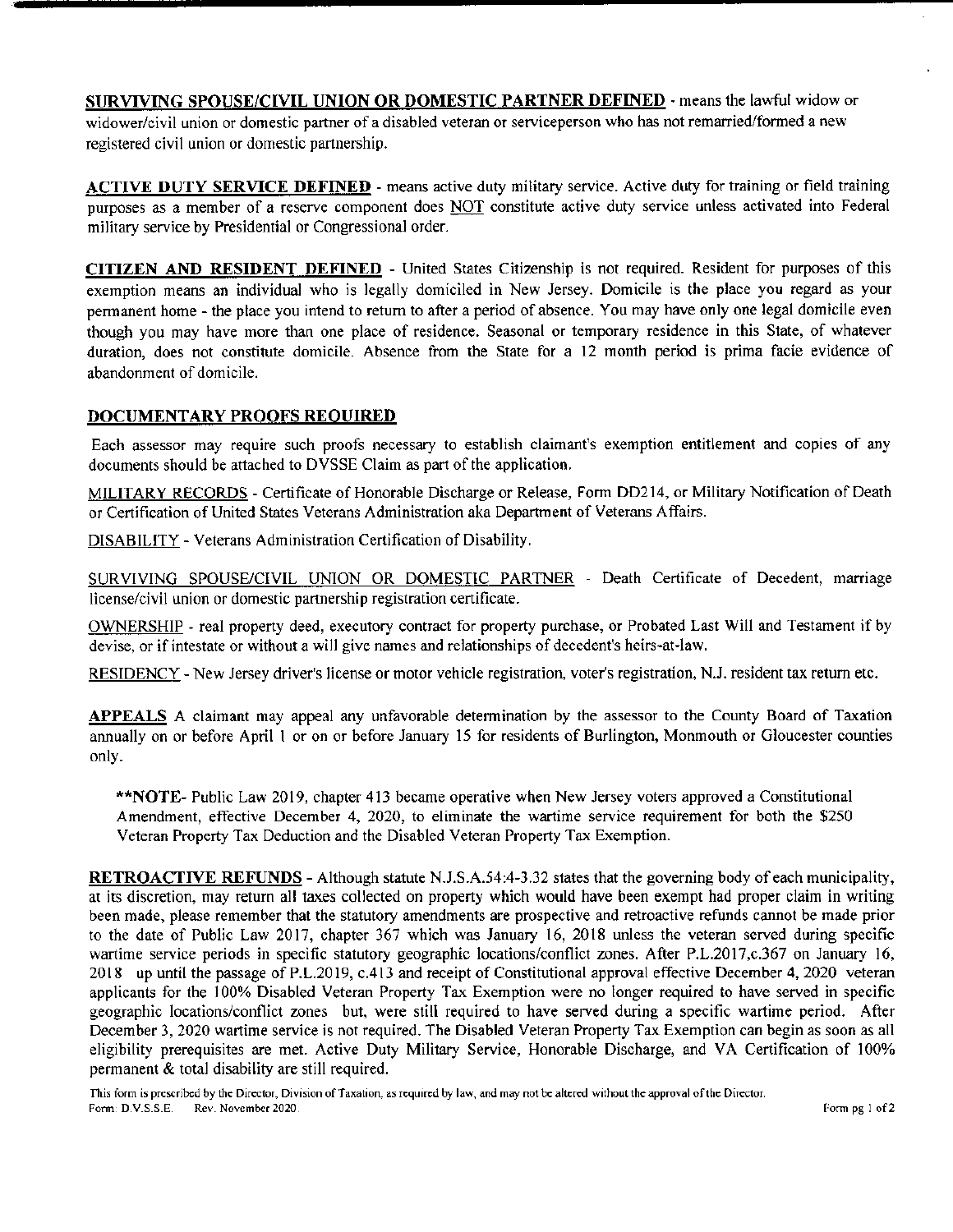**SURVIVING SPOUSE/CIVIL UNION OR DOMESTIC PARTNER DEFINED** - means the lawful widow or widower/civil union or domestic partner of a disabled veteran or serviceperson who has not remarried/formed a new registered civil union or domestic partnership.

**ACTIVE DUTY SERVICE DEFINED** - means active duty military service. Active duty for training or field training purposes as a member of a reserve component does NOT constitute active duty service unless activated into Federal military service by Presidential or Congressional order.

**CITIZEN AND RESIDENT DEFINED** - United States Citizenship is not required. Resident for purposes of this exemption means an individual who is legally domiciled in New Jersey. Domicile is the place you regard as your permanent home - the place you intend to return to after a period of absence. You may have only one legal domicile even though you may have more than one place of residence. Seasonal or temporary residence in this State, of whatever duration, does not constitute domicile. Absence from the State for a 12 month period is prima facie evidence of abandonment of domicile.

**DOCUMENTARY PROOFS REQUIRED**

Each assessor may require such proofs necessary to establish claimant's exemption entitlement and copies of any documents should be attached to DVSSE Claim as part of the application.

MILITARY RECORDS - Certificate of Honorable Discharge or Release, Form DD214, or Military Notification of Death or Certification of United States Veterans Administration aka Department of Veterans Affairs.

DISABILITY - Veterans Administration Certification of Disability.

SURVIVING SPOUSE/CIVIL UNION OR DOMESTIC PARTNER - Death Certificate of Decedent, marriage license/civil union or domestic partnership registration certificate.

OWNERSHIP - real property deed, executory contract for property purchase, or Probated Last Will and Testament if by devise, or if intestate or without a will give names and relationships of decedent's heirs-at-law.

RESIDENCY - New Jersey driver's license or motor vehicle registration, voter's registration, N.J. resident tax return etc.

**APPEALS** A claimant may appeal any unfavorable determination by the assessor to the County Board of Taxation annually on or before April 1 or on or before January 15 for residents of Burlington, Monmouth or Gloucester counties only.

> **\*\*NOTE**- Public Law 2019, chapter 413 became operative when New Jersey voters approved a Constitutional Amendment, effective December 4, 2020, to eliminate the wartime service requirement for both the $250 Veteran Property Tax Deduction and the Disabled Veteran Property Tax Exemption.

**RETROACTIVE REFUNDS** - Although statute N.J.S.A.54:4-3.32 states that the governing body of each municipality, at its discretion, may return all taxes collected on property which would have been exempt had proper claim in writing been made, please remember that the statutory amendments are prospective and retroactive refunds cannot be made prior to the date of Public Law 2017, chapter 367 which was January 16, 2018 unless the veteran served during specific wartime service periods in specific statutory geographic locations/conflict zones. After P.L.2017,c.367 on January 16, 2018 up until the passage of P.L.2019, c.413 and receipt of Constitutional approval effective December 4, 2020 veteran applicants for the 100% Disabled Veteran Property Tax Exemption were no longer required to have served in specific geographic locations/conflict zones but, were still required to have served during a specific wartime period. After December 3, 2020 wartime service is not required. The Disabled Veteran Property Tax Exemption can begin as soon as all eligibility prerequisites are met. Active Duty Military Service, Honorable Discharge, and VA Certification of 100% permanent & total disability are still required.

This form is prescribed by the Director, Division of Taxation, as required by law, and may not be altered without the approval of the Director.
Form: D.V.S.S.E. Rev. November 2020